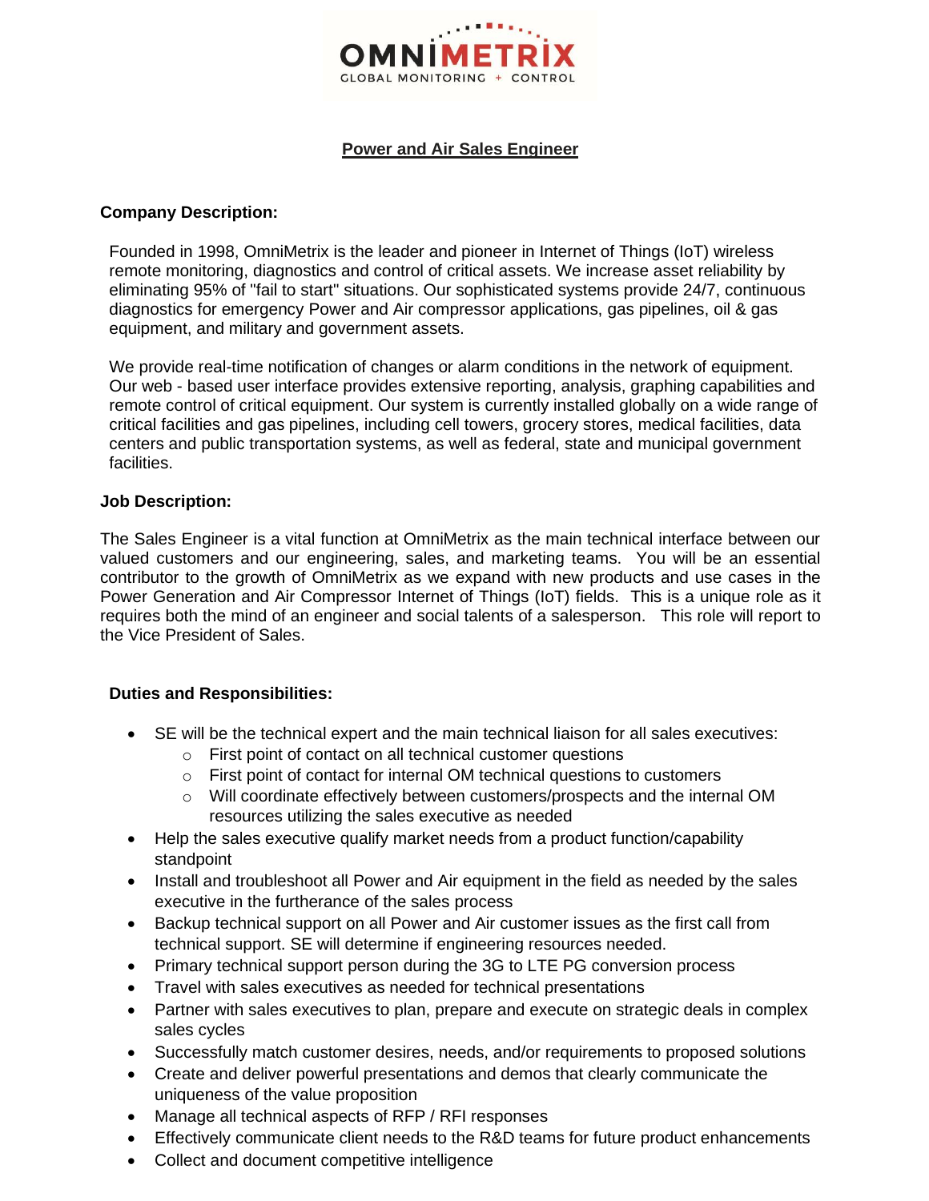OMNIMETRIX

GLOBAL MONITORING + CONTROL

# Power and Air Sales Engineer

## Company Description:

Founded in 1998, OmniMetrix is the leader and pioneer in Internet of Things (IoT) wireless remote monitoring, diagnostics and control of critical assets. We increase asset reliability by eliminating 95% of "fail to start" situations. Our sophisticated systems provide 24/7, continuous diagnostics for emergency Power and Air compressor applications, gas pipelines, oil & gas equipment, and military and government assets.

We provide real-time notification of changes or alarm conditions in the network of equipment. Our web - based user interface provides extensive reporting, analysis, graphing capabilities and remote control of critical equipment. Our system is currently installed globally on a wide range of critical facilities and gas pipelines, including cell towers, grocery stores, medical facilities, data centers and public transportation systems, as well as federal, state and municipal government facilities.

## Job Description:

The Sales Engineer is a vital function at OmniMetrix as the main technical interface between our valued customers and our engineering, sales, and marketing teams. You will be an essential contributor to the growth of OmniMetrix as we expand with new products and use cases in the Power Generation and Air Compressor Internet of Things (IoT) fields. This is a unique role as it requires both the mind of an engineer and social talents of a salesperson. This role will report to the Vice President of Sales.

## Duties and Responsibilities:

- SE will be the technical expert and the main technical liaison for all sales executives:
  - First point of contact on all technical customer questions
  - First point of contact for internal OM technical questions to customers
  - Will coordinate effectively between customers/prospects and the internal OM resources utilizing the sales executive as needed
- Help the sales executive qualify market needs from a product function/capability standpoint
- Install and troubleshoot all Power and Air equipment in the field as needed by the sales executive in the furtherance of the sales process
- Backup technical support on all Power and Air customer issues as the first call from technical support. SE will determine if engineering resources needed.
- Primary technical support person during the 3G to LTE PG conversion process
- Travel with sales executives as needed for technical presentations
- Partner with sales executives to plan, prepare and execute on strategic deals in complex sales cycles
- Successfully match customer desires, needs, and/or requirements to proposed solutions
- Create and deliver powerful presentations and demos that clearly communicate the uniqueness of the value proposition
- Manage all technical aspects of RFP / RFI responses
- Effectively communicate client needs to the R&D teams for future product enhancements
- Collect and document competitive intelligence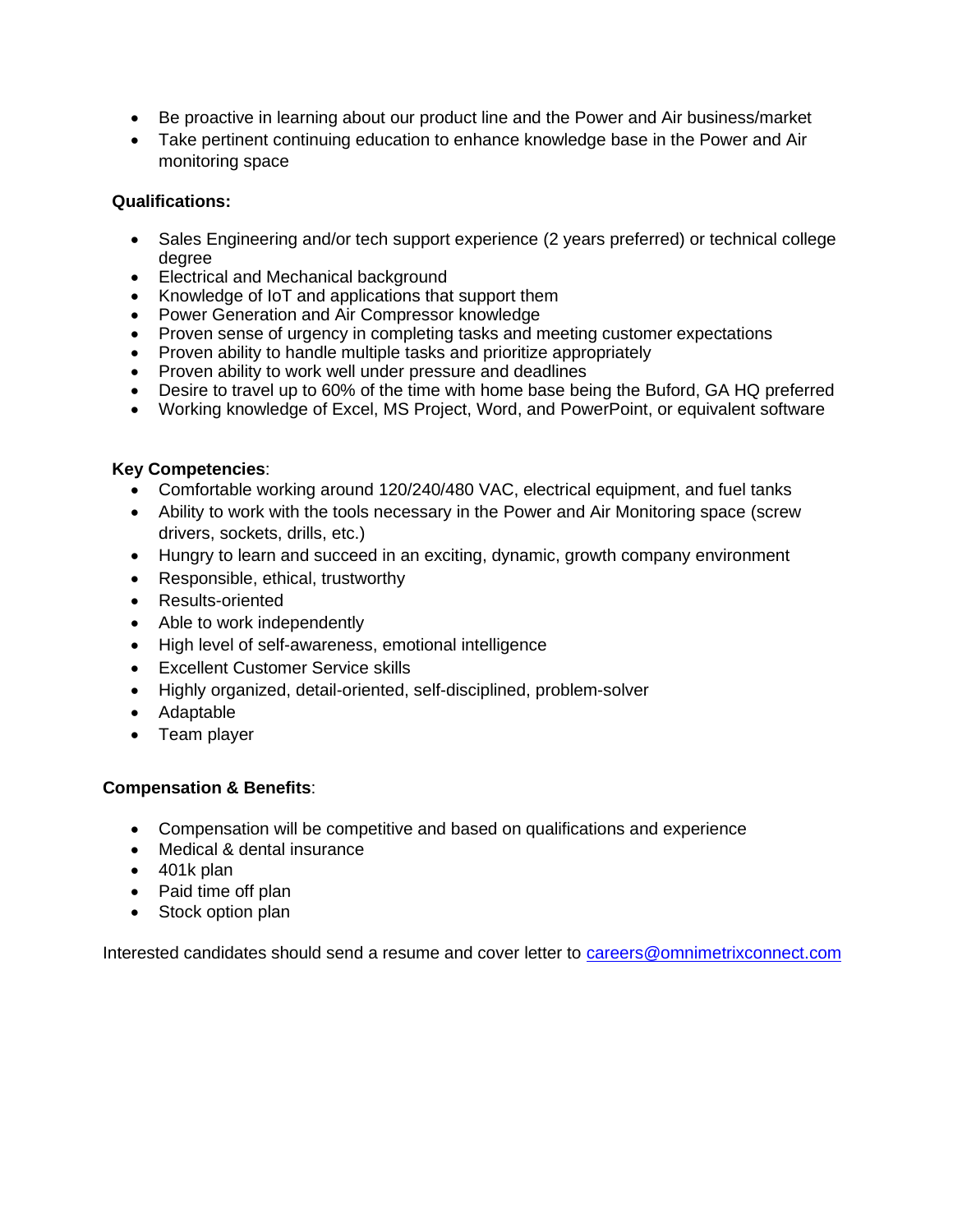- Be proactive in learning about our product line and the Power and Air business/market
- Take pertinent continuing education to enhance knowledge base in the Power and Air monitoring space

**Qualifications:**

- Sales Engineering and/or tech support experience (2 years preferred) or technical college degree
- Electrical and Mechanical background
- Knowledge of IoT and applications that support them
- Power Generation and Air Compressor knowledge
- Proven sense of urgency in completing tasks and meeting customer expectations
- Proven ability to handle multiple tasks and prioritize appropriately
- Proven ability to work well under pressure and deadlines
- Desire to travel up to 60% of the time with home base being the Buford, GA HQ preferred
- Working knowledge of Excel, MS Project, Word, and PowerPoint, or equivalent software

**Key Competencies**:

- Comfortable working around 120/240/480 VAC, electrical equipment, and fuel tanks
- Ability to work with the tools necessary in the Power and Air Monitoring space (screw drivers, sockets, drills, etc.)
- Hungry to learn and succeed in an exciting, dynamic, growth company environment
- Responsible, ethical, trustworthy
- Results-oriented
- Able to work independently
- High level of self-awareness, emotional intelligence
- Excellent Customer Service skills
- Highly organized, detail-oriented, self-disciplined, problem-solver
- Adaptable
- Team player

**Compensation & Benefits**:

- Compensation will be competitive and based on qualifications and experience
- Medical & dental insurance
- 401k plan
- Paid time off plan
- Stock option plan

Interested candidates should send a resume and cover letter to careers@omnimetrixconnect.com